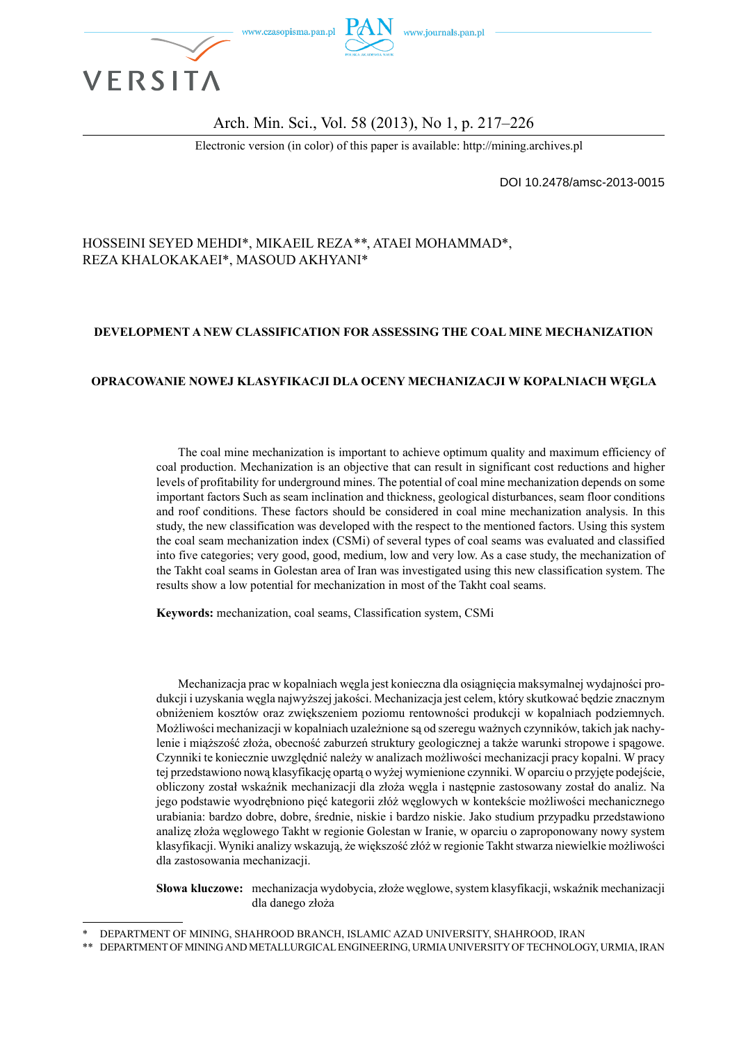Electronic version (in color) of this paper is available: http://mining.archives.pl

DOI 10.2478/amsc-2013-0015

HOSSEINI SEYED MEHDI*, MIKAEIL REZA**, ATAEI MOHAMMAD*, REZA KHALOKAKAEI*, MASOUD AKHYANI*

# DEVELOPMENT A NEW CLASSIFICATION FOR ASSESSING THE COAL MINE MECHANIZATION

# OPRACOWANIE NOWEJ KLASYFIKACJI DLA OCENY MECHANIZACJI W KOPALNIACH WĘGLA

The coal mine mechanization is important to achieve optimum quality and maximum efficiency of coal production. Mechanization is an objective that can result in significant cost reductions and higher levels of profitability for underground mines. The potential of coal mine mechanization depends on some important factors Such as seam inclination and thickness, geological disturbances, seam floor conditions and roof conditions. These factors should be considered in coal mine mechanization analysis. In this study, the new classification was developed with the respect to the mentioned factors. Using this system the coal seam mechanization index (CSMi) of several types of coal seams was evaluated and classified into five categories; very good, good, medium, low and very low. As a case study, the mechanization of the Takht coal seams in Golestan area of Iran was investigated using this new classification system. The results show a low potential for mechanization in most of the Takht coal seams.

**Keywords:** mechanization, coal seams, Classification system, CSMi

Mechanizacja prac w kopalniach węgla jest konieczna dla osiągnięcia maksymalnej wydajności produkcji i uzyskania węgla najwyższej jakości. Mechanizacja jest celem, który skutkować będzie znacznym obniżeniem kosztów oraz zwiększeniem poziomu rentowności produkcji w kopalniach podziemnych. Możliwości mechanizacji w kopalniach uzależnione są od szeregu ważnych czynników, takich jak nachylenie i miąższość złoża, obecność zaburzeń struktury geologicznej a także warunki stropowe i spągowe. Czynniki te koniecznie uwzględnić należy w analizach możliwości mechanizacji pracy kopalni. W pracy tej przedstawiono nową klasyfikację opartą o wyżej wymienione czynniki. W oparciu o przyjęte podejście, obliczony został wskaźnik mechanizacji dla złoża węgla i następnie zastosowany został do analiz. Na jego podstawie wyodrębniono pięć kategorii złóż węglowych w kontekście możliwości mechanicznego urabiania: bardzo dobre, dobre, średnie, niskie i bardzo niskie. Jako studium przypadku przedstawiono analizę złoża węglowego Takht w regionie Golestan w Iranie, w oparciu o zaproponowany nowy system klasyfikacji. Wyniki analizy wskazują, że większość złóż w regionie Takht stwarza niewielkie możliwości dla zastosowania mechanizacji.

**Słowa kluczowe:** mechanizacja wydobycia, złoże węglowe, system klasyfikacji, wskaźnik mechanizacji dla danego złoża

\* DEPARTMENT OF MINING, SHAHROOD BRANCH, ISLAMIC AZAD UNIVERSITY, SHAHROOD, IRAN

\*\* DEPARTMENT OF MINING AND METALLURGICAL ENGINEERING, URMIA UNIVERSITY OF TECHNOLOGY, URMIA, IRAN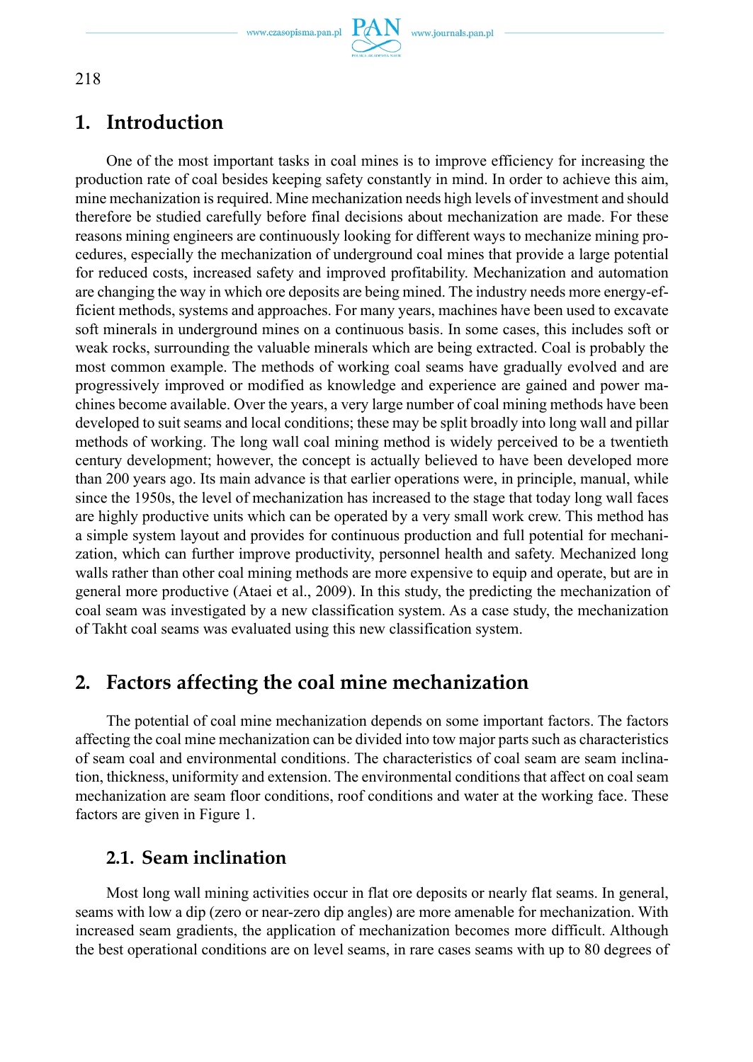## 1. Introduction

One of the most important tasks in coal mines is to improve efficiency for increasing the production rate of coal besides keeping safety constantly in mind. In order to achieve this aim, mine mechanization is required. Mine mechanization needs high levels of investment and should therefore be studied carefully before final decisions about mechanization are made. For these reasons mining engineers are continuously looking for different ways to mechanize mining procedures, especially the mechanization of underground coal mines that provide a large potential for reduced costs, increased safety and improved profitability. Mechanization and automation are changing the way in which ore deposits are being mined. The industry needs more energy-efficient methods, systems and approaches. For many years, machines have been used to excavate soft minerals in underground mines on a continuous basis. In some cases, this includes soft or weak rocks, surrounding the valuable minerals which are being extracted. Coal is probably the most common example. The methods of working coal seams have gradually evolved and are progressively improved or modified as knowledge and experience are gained and power machines become available. Over the years, a very large number of coal mining methods have been developed to suit seams and local conditions; these may be split broadly into long wall and pillar methods of working. The long wall coal mining method is widely perceived to be a twentieth century development; however, the concept is actually believed to have been developed more than 200 years ago. Its main advance is that earlier operations were, in principle, manual, while since the 1950s, the level of mechanization has increased to the stage that today long wall faces are highly productive units which can be operated by a very small work crew. This method has a simple system layout and provides for continuous production and full potential for mechanization, which can further improve productivity, personnel health and safety. Mechanized long walls rather than other coal mining methods are more expensive to equip and operate, but are in general more productive (Ataei et al., 2009). In this study, the predicting the mechanization of coal seam was investigated by a new classification system. As a case study, the mechanization of Takht coal seams was evaluated using this new classification system.

## 2. Factors affecting the coal mine mechanization

The potential of coal mine mechanization depends on some important factors. The factors affecting the coal mine mechanization can be divided into tow major parts such as characteristics of seam coal and environmental conditions. The characteristics of coal seam are seam inclination, thickness, uniformity and extension. The environmental conditions that affect on coal seam mechanization are seam floor conditions, roof conditions and water at the working face. These factors are given in Figure 1.

### 2.1. Seam inclination

Most long wall mining activities occur in flat ore deposits or nearly flat seams. In general, seams with low a dip (zero or near-zero dip angles) are more amenable for mechanization. With increased seam gradients, the application of mechanization becomes more difficult. Although the best operational conditions are on level seams, in rare cases seams with up to 80 degrees of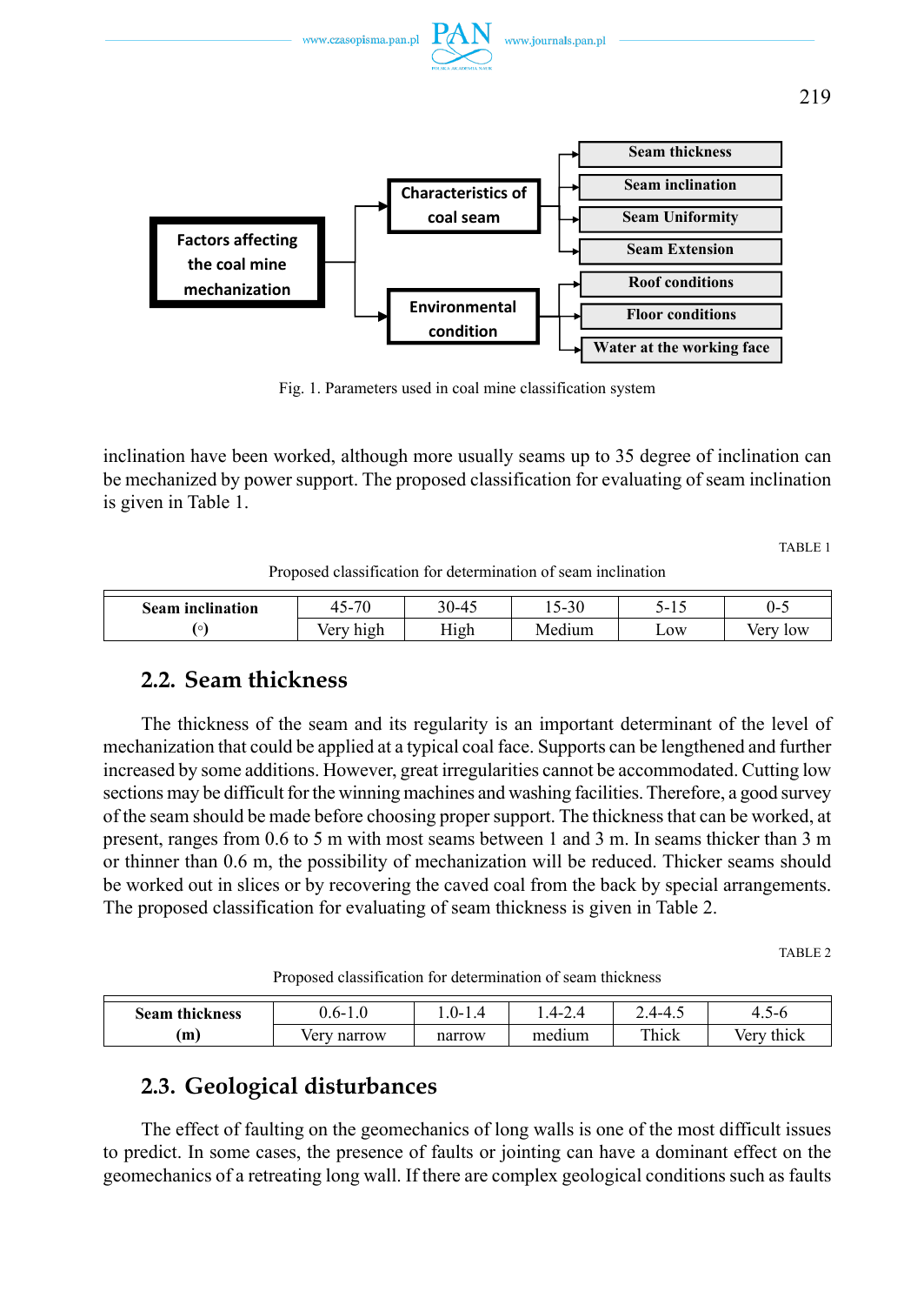Factors affecting the coal mine mechanization

- Characteristics of coal seam
  - Seam thickness
  - Seam inclination
  - Seam Uniformity
  - Seam Extension
- Environmental condition
  - Roof conditions
  - Floor conditions
  - Water at the working face

Fig. 1. Parameters used in coal mine classification system

inclination have been worked, although more usually seams up to 35 degree of inclination can be mechanized by power support. The proposed classification for evaluating of seam inclination is given in Table 1.

TABLE 1

Proposed classification for determination of seam inclination

| **Seam inclination (°)** | 45-70 | 30-45 | 15-30 | 5-15 | 0-5 |
|---|---|---|---|---|---|
| | Very high | High | Medium | Low | Very low |

## 2.2. Seam thickness

The thickness of the seam and its regularity is an important determinant of the level of mechanization that could be applied at a typical coal face. Supports can be lengthened and further increased by some additions. However, great irregularities cannot be accommodated. Cutting low sections may be difficult for the winning machines and washing facilities. Therefore, a good survey of the seam should be made before choosing proper support. The thickness that can be worked, at present, ranges from 0.6 to 5 m with most seams between 1 and 3 m. In seams thicker than 3 m or thinner than 0.6 m, the possibility of mechanization will be reduced. Thicker seams should be worked out in slices or by recovering the caved coal from the back by special arrangements. The proposed classification for evaluating of seam thickness is given in Table 2.

TABLE 2

Proposed classification for determination of seam thickness

| **Seam thickness (m)** | 0.6-1.0 | 1.0-1.4 | 1.4-2.4 | 2.4-4.5 | 4.5-6 |
|---|---|---|---|---|---|
| | Very narrow | narrow | medium | Thick | Very thick |

## 2.3. Geological disturbances

The effect of faulting on the geomechanics of long walls is one of the most difficult issues to predict. In some cases, the presence of faults or jointing can have a dominant effect on the geomechanics of a retreating long wall. If there are complex geological conditions such as faults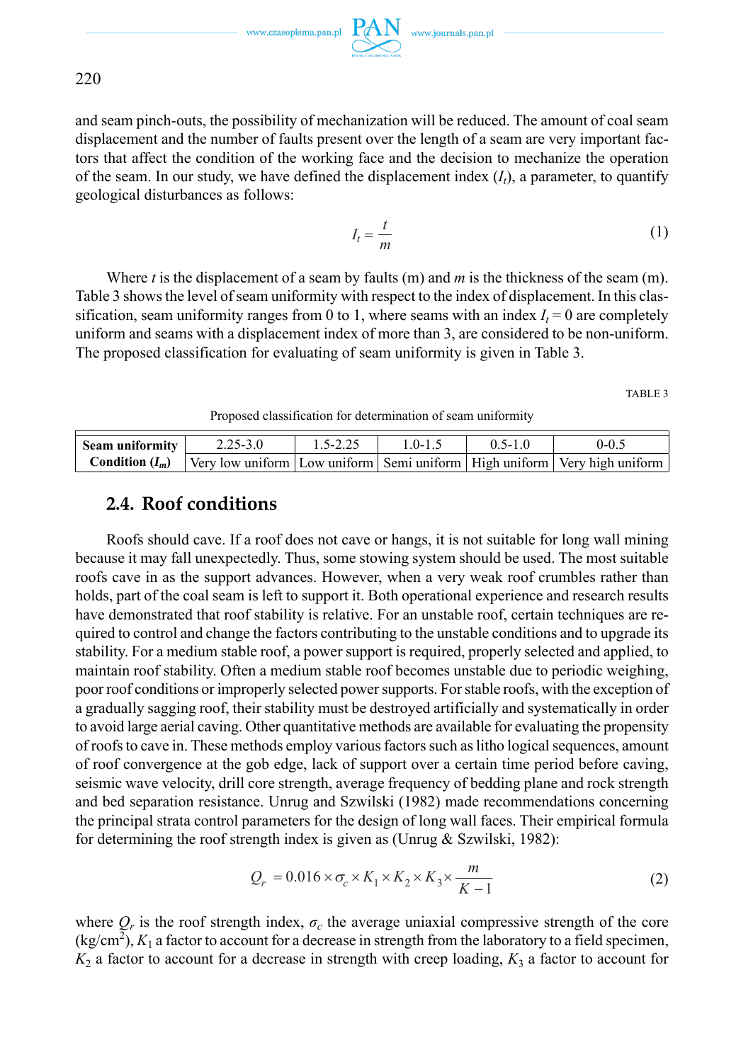and seam pinch-outs, the possibility of mechanization will be reduced. The amount of coal seam displacement and the number of faults present over the length of a seam are very important factors that affect the condition of the working face and the decision to mechanize the operation of the seam. In our study, we have defined the displacement index ($I_t$), a parameter, to quantify geological disturbances as follows:

$$I_t = \frac{t}{m} \tag{1}$$

Where $t$ is the displacement of a seam by faults (m) and $m$ is the thickness of the seam (m). Table 3 shows the level of seam uniformity with respect to the index of displacement. In this classification, seam uniformity ranges from 0 to 1, where seams with an index $I_t = 0$ are completely uniform and seams with a displacement index of more than 3, are considered to be non-uniform. The proposed classification for evaluating of seam uniformity is given in Table 3.

TABLE 3

Proposed classification for determination of seam uniformity

| **Seam uniformity** | 2.25-3.0 | 1.5-2.25 | 1.0-1.5 | 0.5-1.0 | 0-0.5 |
|---|---|---|---|---|---|
| **Condition ($I_m$)** | Very low uniform | Low uniform | Semi uniform | High uniform | Very high uniform |

## 2.4. Roof conditions

Roofs should cave. If a roof does not cave or hangs, it is not suitable for long wall mining because it may fall unexpectedly. Thus, some stowing system should be used. The most suitable roofs cave in as the support advances. However, when a very weak roof crumbles rather than holds, part of the coal seam is left to support it. Both operational experience and research results have demonstrated that roof stability is relative. For an unstable roof, certain techniques are required to control and change the factors contributing to the unstable conditions and to upgrade its stability. For a medium stable roof, a power support is required, properly selected and applied, to maintain roof stability. Often a medium stable roof becomes unstable due to periodic weighing, poor roof conditions or improperly selected power supports. For stable roofs, with the exception of a gradually sagging roof, their stability must be destroyed artificially and systematically in order to avoid large aerial caving. Other quantitative methods are available for evaluating the propensity of roofs to cave in. These methods employ various factors such as litho logical sequences, amount of roof convergence at the gob edge, lack of support over a certain time period before caving, seismic wave velocity, drill core strength, average frequency of bedding plane and rock strength and bed separation resistance. Unrug and Szwilski (1982) made recommendations concerning the principal strata control parameters for the design of long wall faces. Their empirical formula for determining the roof strength index is given as (Unrug & Szwilski, 1982):

$$Q_r = 0.016 \times \sigma_c \times K_1 \times K_2 \times K_3 \times \frac{m}{K-1} \tag{2}$$

where $Q_r$ is the roof strength index, $\sigma_c$ the average uniaxial compressive strength of the core (kg/cm$^2$), $K_1$ a factor to account for a decrease in strength from the laboratory to a field specimen, $K_2$ a factor to account for a decrease in strength with creep loading, $K_3$ a factor to account for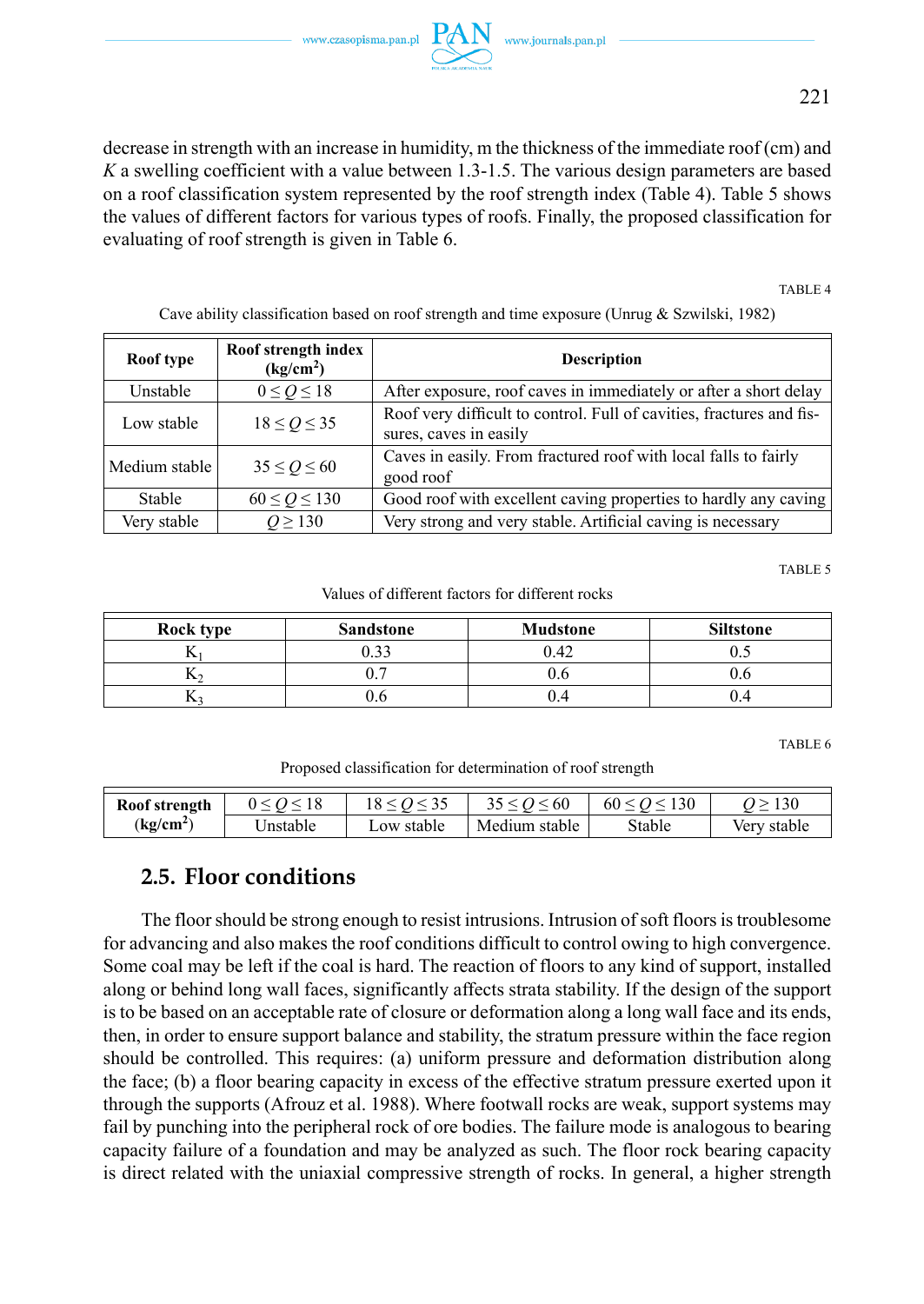decrease in strength with an increase in humidity, m the thickness of the immediate roof (cm) and $K$ a swelling coefficient with a value between 1.3-1.5. The various design parameters are based on a roof classification system represented by the roof strength index (Table 4). Table 5 shows the values of different factors for various types of roofs. Finally, the proposed classification for evaluating of roof strength is given in Table 6.

TABLE 4

Cave ability classification based on roof strength and time exposure (Unrug & Szwilski, 1982)

| **Roof type** | **Roof strength index ($kg/cm^2$)** | **Description** |
|---|---|---|
| Unstable | $0 \leq Q \leq 18$ | After exposure, roof caves in immediately or after a short delay |
| Low stable | $18 \leq Q \leq 35$ | Roof very difficult to control. Full of cavities, fractures and fissures, caves in easily |
| Medium stable | $35 \leq Q \leq 60$ | Caves in easily. From fractured roof with local falls to fairly good roof |
| Stable | $60 \leq Q \leq 130$ | Good roof with excellent caving properties to hardly any caving |
| Very stable | $Q \geq 130$ | Very strong and very stable. Artificial caving is necessary |

TABLE 5

Values of different factors for different rocks

| **Rock type** | **Sandstone** | **Mudstone** | **Siltstone** |
|---|---|---|---|
| $K_1$ | 0.33 | 0.42 | 0.5 |
| $K_2$ | 0.7 | 0.6 | 0.6 |
| $K_3$ | 0.6 | 0.4 | 0.4 |

TABLE 6

Proposed classification for determination of roof strength

| **Roof strength ($kg/cm^2$)** | $0 \leq Q \leq 18$ | $18 \leq Q \leq 35$ | $35 \leq Q \leq 60$ | $60 \leq Q \leq 130$ | $Q \geq 130$ |
|---|---|---|---|---|---|
| | Unstable | Low stable | Medium stable | Stable | Very stable |

## 2.5. Floor conditions

The floor should be strong enough to resist intrusions. Intrusion of soft floors is troublesome for advancing and also makes the roof conditions difficult to control owing to high convergence. Some coal may be left if the coal is hard. The reaction of floors to any kind of support, installed along or behind long wall faces, significantly affects strata stability. If the design of the support is to be based on an acceptable rate of closure or deformation along a long wall face and its ends, then, in order to ensure support balance and stability, the stratum pressure within the face region should be controlled. This requires: (a) uniform pressure and deformation distribution along the face; (b) a floor bearing capacity in excess of the effective stratum pressure exerted upon it through the supports (Afrouz et al. 1988). Where footwall rocks are weak, support systems may fail by punching into the peripheral rock of ore bodies. The failure mode is analogous to bearing capacity failure of a foundation and may be analyzed as such. The floor rock bearing capacity is direct related with the uniaxial compressive strength of rocks. In general, a higher strength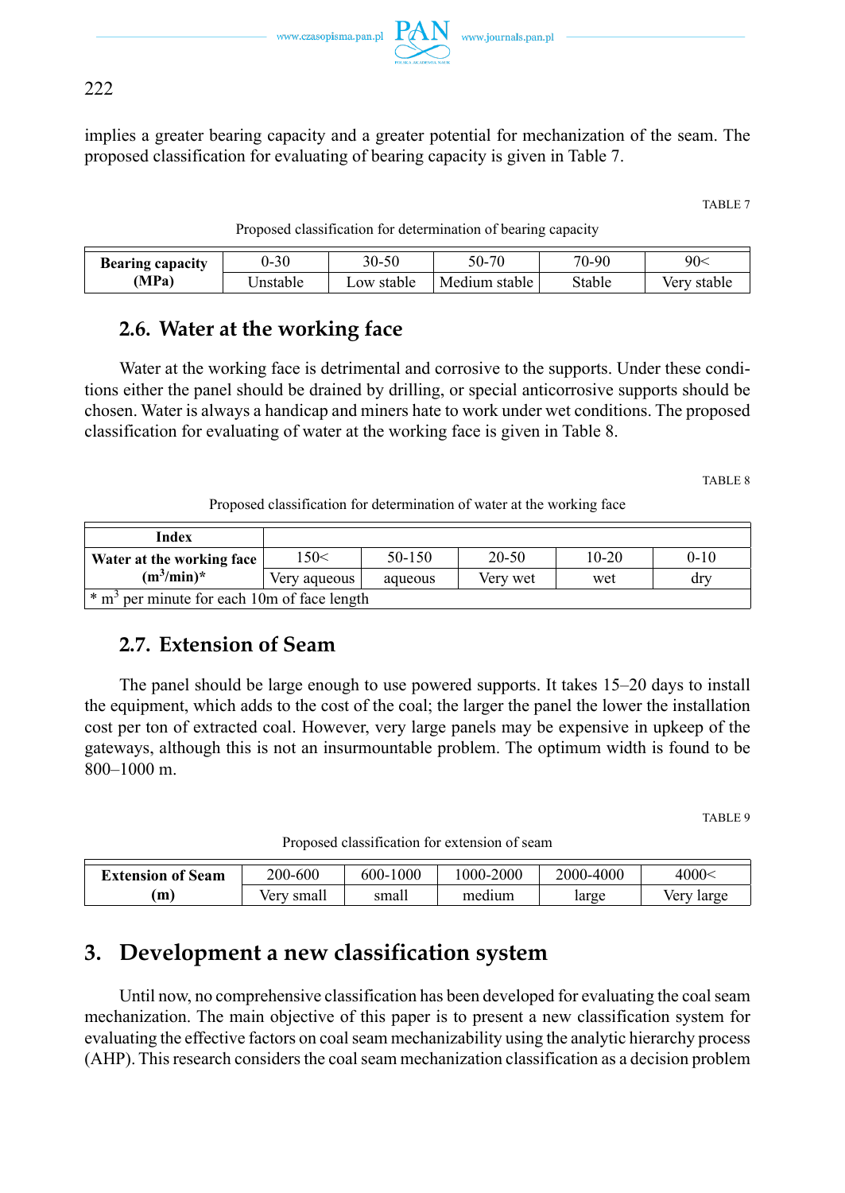implies a greater bearing capacity and a greater potential for mechanization of the seam. The proposed classification for evaluating of bearing capacity is given in Table 7.

TABLE 7

Proposed classification for determination of bearing capacity

| **Bearing capacity (MPa)** | 0-30 | 30-50 | 50-70 | 70-90 | 90< |
|---|---|---|---|---|---|
| | Unstable | Low stable | Medium stable | Stable | Very stable |

## 2.6. Water at the working face

Water at the working face is detrimental and corrosive to the supports. Under these conditions either the panel should be drained by drilling, or special anticorrosive supports should be chosen. Water is always a handicap and miners hate to work under wet conditions. The proposed classification for evaluating of water at the working face is given in Table 8.

TABLE 8

Proposed classification for determination of water at the working face

| **Index** | | | | | |
|---|---|---|---|---|---|
| **Water at the working face ($m^3$/min)*** | 150< | 50-150 | 20-50 | 10-20 | 0-10 |
| | Very aqueous | aqueous | Very wet | wet | dry |
| * $m^3$ per minute for each 10m of face length | | | | | |

## 2.7. Extension of Seam

The panel should be large enough to use powered supports. It takes 15–20 days to install the equipment, which adds to the cost of the coal; the larger the panel the lower the installation cost per ton of extracted coal. However, very large panels may be expensive in upkeep of the gateways, although this is not an insurmountable problem. The optimum width is found to be 800–1000 m.

TABLE 9

Proposed classification for extension of seam

| **Extension of Seam (m)** | 200-600 | 600-1000 | 1000-2000 | 2000-4000 | 4000< |
|---|---|---|---|---|---|
| | Very small | small | medium | large | Very large |

# 3. Development a new classification system

Until now, no comprehensive classification has been developed for evaluating the coal seam mechanization. The main objective of this paper is to present a new classification system for evaluating the effective factors on coal seam mechanizability using the analytic hierarchy process (AHP). This research considers the coal seam mechanization classification as a decision problem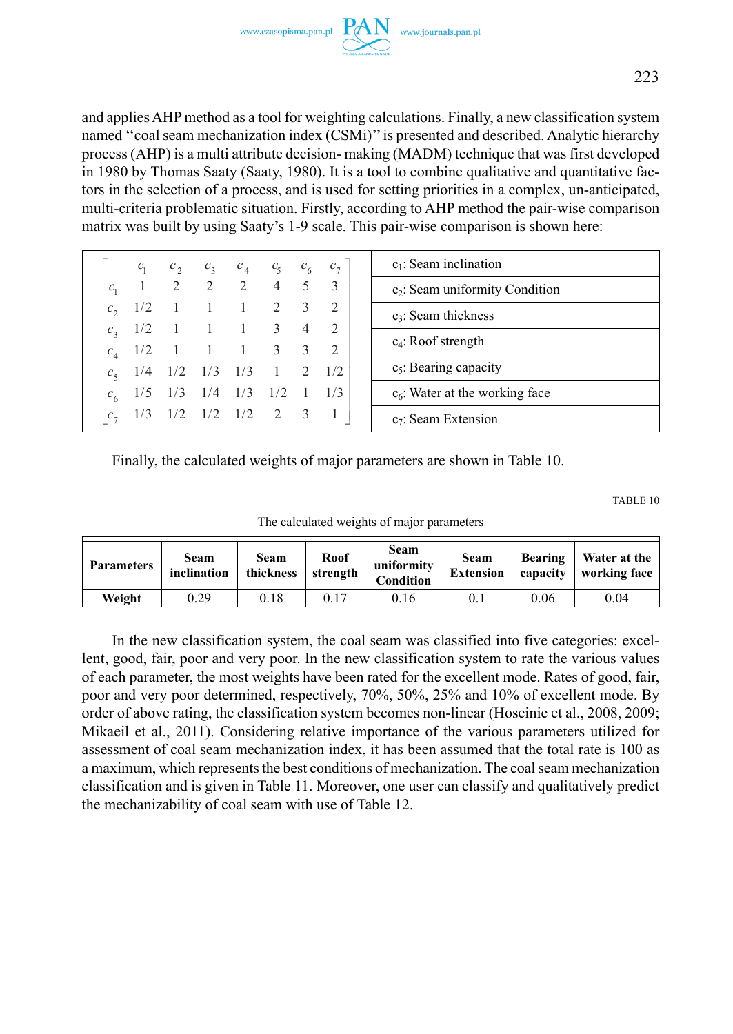and applies AHP method as a tool for weighting calculations. Finally, a new classification system named "coal seam mechanization index (CSMi)" is presented and described. Analytic hierarchy process (AHP) is a multi attribute decision- making (MADM) technique that was first developed in 1980 by Thomas Saaty (Saaty, 1980). It is a tool to combine qualitative and quantitative factors in the selection of a process, and is used for setting priorities in a complex, un-anticipated, multi-criteria problematic situation. Firstly, according to AHP method the pair-wise comparison matrix was built by using Saaty's 1-9 scale. This pair-wise comparison is shown here:

$$
\begin{bmatrix}
 & c_1 & c_2 & c_3 & c_4 & c_5 & c_6 & c_7 \\
c_1 & 1 & 2 & 2 & 2 & 4 & 5 & 3 \\
c_2 & 1/2 & 1 & 1 & 1 & 2 & 3 & 2 \\
c_3 & 1/2 & 1 & 1 & 1 & 3 & 4 & 2 \\
c_4 & 1/2 & 1 & 1 & 1 & 3 & 3 & 2 \\
c_5 & 1/4 & 1/2 & 1/3 & 1/3 & 1 & 2 & 1/2 \\
c_6 & 1/5 & 1/3 & 1/4 & 1/3 & 1/2 & 1 & 1/3 \\
c_7 & 1/3 & 1/2 & 1/2 & 1/2 & 2 & 3 & 1
\end{bmatrix}
$$

$c_1$: Seam inclination
$c_2$: Seam uniformity Condition
$c_3$: Seam thickness
$c_4$: Roof strength
$c_5$: Bearing capacity
$c_6$: Water at the working face
$c_7$: Seam Extension

Finally, the calculated weights of major parameters are shown in Table 10.

TABLE 10

The calculated weights of major parameters

| Parameters | Seam inclination | Seam thickness | Roof strength | Seam uniformity Condition | Seam Extension | Bearing capacity | Water at the working face |
|---|---|---|---|---|---|---|---|
| Weight | 0.29 | 0.18 | 0.17 | 0.16 | 0.1 | 0.06 | 0.04 |

In the new classification system, the coal seam was classified into five categories: excellent, good, fair, poor and very poor. In the new classification system to rate the various values of each parameter, the most weights have been rated for the excellent mode. Rates of good, fair, poor and very poor determined, respectively, 70%, 50%, 25% and 10% of excellent mode. By order of above rating, the classification system becomes non-linear (Hoseinie et al., 2008, 2009; Mikaeil et al., 2011). Considering relative importance of the various parameters utilized for assessment of coal seam mechanization index, it has been assumed that the total rate is 100 as a maximum, which represents the best conditions of mechanization. The coal seam mechanization classification and is given in Table 11. Moreover, one user can classify and qualitatively predict the mechanizability of coal seam with use of Table 12.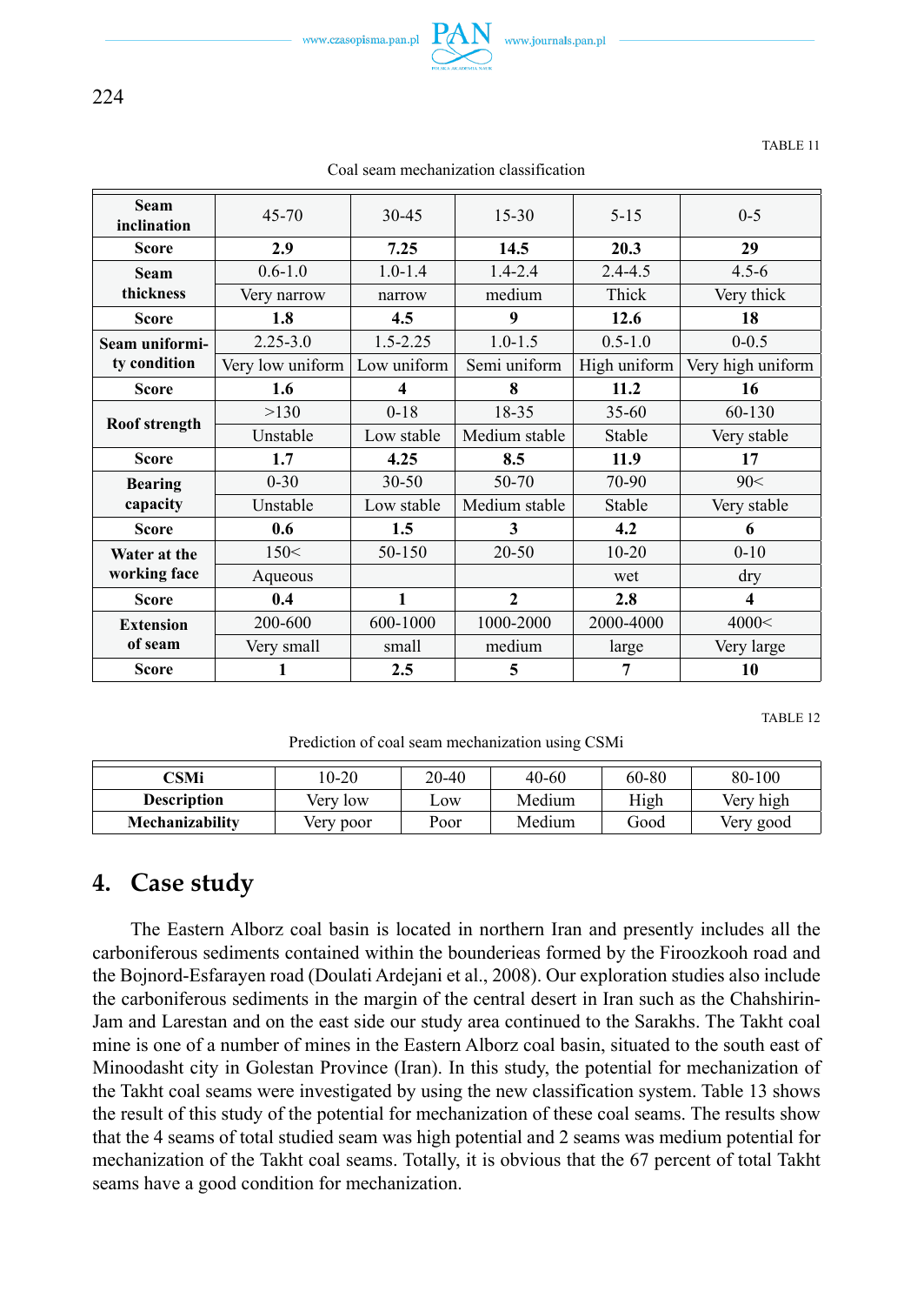TABLE 11

Coal seam mechanization classification

| Seam inclination | 45-70 | 30-45 | 15-30 | 5-15 | 0-5 |
|---|---|---|---|---|---|
| **Score** | **2.9** | **7.25** | **14.5** | **20.3** | **29** |
| **Seam thickness** | 0.6-1.0 | 1.0-1.4 | 1.4-2.4 | 2.4-4.5 | 4.5-6 |
| | Very narrow | narrow | medium | Thick | Very thick |
| **Score** | **1.8** | **4.5** | **9** | **12.6** | **18** |
| **Seam uniformity condition** | 2.25-3.0 | 1.5-2.25 | 1.0-1.5 | 0.5-1.0 | 0-0.5 |
| | Very low uniform | Low uniform | Semi uniform | High uniform | Very high uniform |
| **Score** | **1.6** | **4** | **8** | **11.2** | **16** |
| **Roof strength** | >130 | 0-18 | 18-35 | 35-60 | 60-130 |
| | Unstable | Low stable | Medium stable | Stable | Very stable |
| **Score** | **1.7** | **4.25** | **8.5** | **11.9** | **17** |
| **Bearing capacity** | 0-30 | 30-50 | 50-70 | 70-90 | 90< |
| | Unstable | Low stable | Medium stable | Stable | Very stable |
| **Score** | **0.6** | **1.5** | **3** | **4.2** | **6** |
| **Water at the working face** | 150< | 50-150 | 20-50 | 10-20 | 0-10 |
| | Aqueous | | | wet | dry |
| **Score** | **0.4** | **1** | **2** | **2.8** | **4** |
| **Extension of seam** | 200-600 | 600-1000 | 1000-2000 | 2000-4000 | 4000< |
| | Very small | small | medium | large | Very large |
| **Score** | **1** | **2.5** | **5** | **7** | **10** |

TABLE 12

Prediction of coal seam mechanization using CSMi

| **CSMi** | 10-20 | 20-40 | 40-60 | 60-80 | 80-100 |
|---|---|---|---|---|---|
| **Description** | Very low | Low | Medium | High | Very high |
| **Mechanizability** | Very poor | Poor | Medium | Good | Very good |

## 4. Case study

The Eastern Alborz coal basin is located in northern Iran and presently includes all the carboniferous sediments contained within the boundarieas formed by the Firoozkooh road and the Bojnord-Esfarayen road (Doulati Ardejani et al., 2008). Our exploration studies also include the carboniferous sediments in the margin of the central desert in Iran such as the Chahshirin-Jam and Larestan and on the east side our study area continued to the Sarakhs. The Takht coal mine is one of a number of mines in the Eastern Alborz coal basin, situated to the south east of Minoodasht city in Golestan Province (Iran). In this study, the potential for mechanization of the Takht coal seams were investigated by using the new classification system. Table 13 shows the result of this study of the potential for mechanization of these coal seams. The results show that the 4 seams of total studied seam was high potential and 2 seams was medium potential for mechanization of the Takht coal seams. Totally, it is obvious that the 67 percent of total Takht seams have a good condition for mechanization.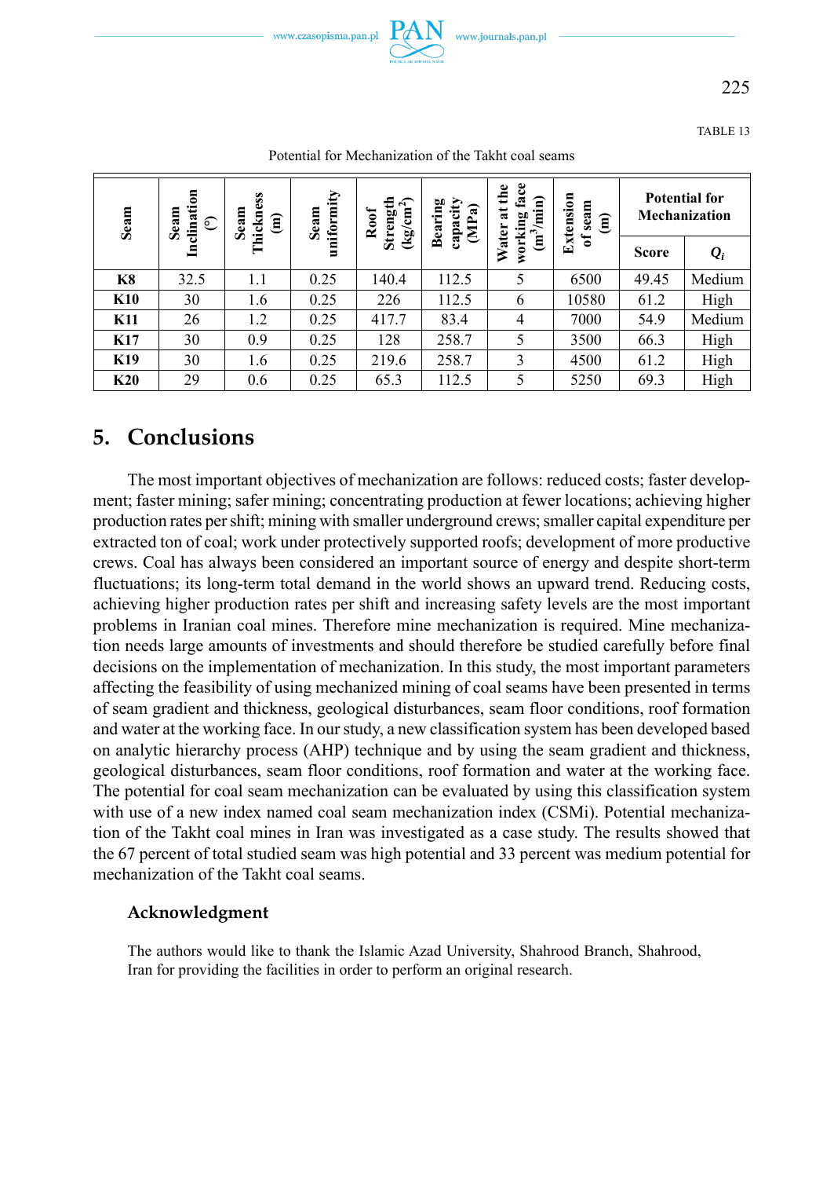TABLE 13

Potential for Mechanization of the Takht coal seams

| Seam | Seam Inclination (°) | Seam Thickness (m) | Seam uniformity | Roof Strength (kg/cm$^2$) | Bearing capacity (MPa) | Water at the working face (m$^3$/min) | Extension of seam (m) | Potential for Mechanization | |
|---|---|---|---|---|---|---|---|---|---|
| | | | | | | | | Score | $Q_i$ |
| **K8** | 32.5 | 1.1 | 0.25 | 140.4 | 112.5 | 5 | 6500 | 49.45 | Medium |
| **K10** | 30 | 1.6 | 0.25 | 226 | 112.5 | 6 | 10580 | 61.2 | High |
| **K11** | 26 | 1.2 | 0.25 | 417.7 | 83.4 | 4 | 7000 | 54.9 | Medium |
| **K17** | 30 | 0.9 | 0.25 | 128 | 258.7 | 5 | 3500 | 66.3 | High |
| **K19** | 30 | 1.6 | 0.25 | 219.6 | 258.7 | 3 | 4500 | 61.2 | High |
| **K20** | 29 | 0.6 | 0.25 | 65.3 | 112.5 | 5 | 5250 | 69.3 | High |

## 5. Conclusions

The most important objectives of mechanization are follows: reduced costs; faster development; faster mining; safer mining; concentrating production at fewer locations; achieving higher production rates per shift; mining with smaller underground crews; smaller capital expenditure per extracted ton of coal; work under protectively supported roofs; development of more productive crews. Coal has always been considered an important source of energy and despite short-term fluctuations; its long-term total demand in the world shows an upward trend. Reducing costs, achieving higher production rates per shift and increasing safety levels are the most important problems in Iranian coal mines. Therefore mine mechanization is required. Mine mechanization needs large amounts of investments and should therefore be studied carefully before final decisions on the implementation of mechanization. In this study, the most important parameters affecting the feasibility of using mechanized mining of coal seams have been presented in terms of seam gradient and thickness, geological disturbances, seam floor conditions, roof formation and water at the working face. In our study, a new classification system has been developed based on analytic hierarchy process (AHP) technique and by using the seam gradient and thickness, geological disturbances, seam floor conditions, roof formation and water at the working face. The potential for coal seam mechanization can be evaluated by using this classification system with use of a new index named coal seam mechanization index (CSMi). Potential mechanization of the Takht coal mines in Iran was investigated as a case study. The results showed that the 67 percent of total studied seam was high potential and 33 percent was medium potential for mechanization of the Takht coal seams.

### Acknowledgment

The authors would like to thank the Islamic Azad University, Shahrood Branch, Shahrood, Iran for providing the facilities in order to perform an original research.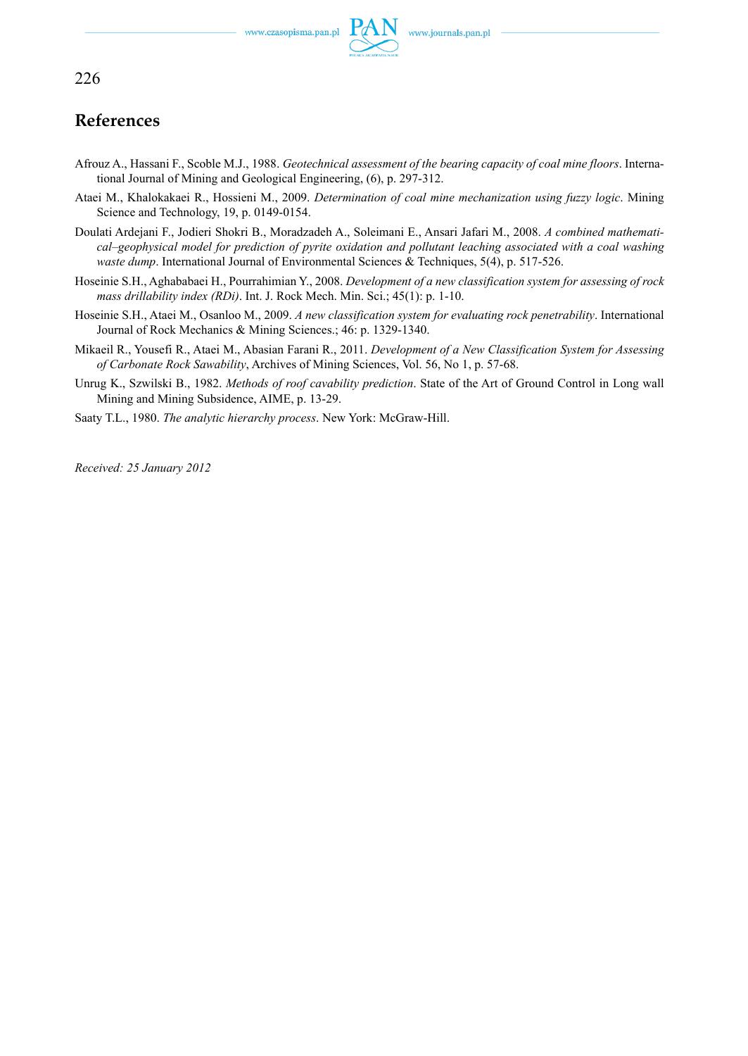## References

Afrouz A., Hassani F., Scoble M.J., 1988. *Geotechnical assessment of the bearing capacity of coal mine floors*. International Journal of Mining and Geological Engineering, (6), p. 297-312.

Ataei M., Khalokakaei R., Hossieni M., 2009. *Determination of coal mine mechanization using fuzzy logic*. Mining Science and Technology, 19, p. 0149-0154.

Doulati Ardejani F., Jodieri Shokri B., Moradzadeh A., Soleimani E., Ansari Jafari M., 2008. *A combined mathematical–geophysical model for prediction of pyrite oxidation and pollutant leaching associated with a coal washing waste dump*. International Journal of Environmental Sciences & Techniques, 5(4), p. 517-526.

Hoseinie S.H., Aghababaei H., Pourrahimian Y., 2008. *Development of a new classification system for assessing of rock mass drillability index (RDi)*. Int. J. Rock Mech. Min. Sci.; 45(1): p. 1-10.

Hoseinie S.H., Ataei M., Osanloo M., 2009. *A new classification system for evaluating rock penetrability*. International Journal of Rock Mechanics & Mining Sciences.; 46: p. 1329-1340.

Mikaeil R., Yousefi R., Ataei M., Abasian Farani R., 2011. *Development of a New Classification System for Assessing of Carbonate Rock Sawability*, Archives of Mining Sciences, Vol. 56, No 1, p. 57-68.

Unrug K., Szwilski B., 1982. *Methods of roof cavability prediction*. State of the Art of Ground Control in Long wall Mining and Mining Subsidence, AIME, p. 13-29.

Saaty T.L., 1980. *The analytic hierarchy process*. New York: McGraw-Hill.

*Received: 25 January 2012*